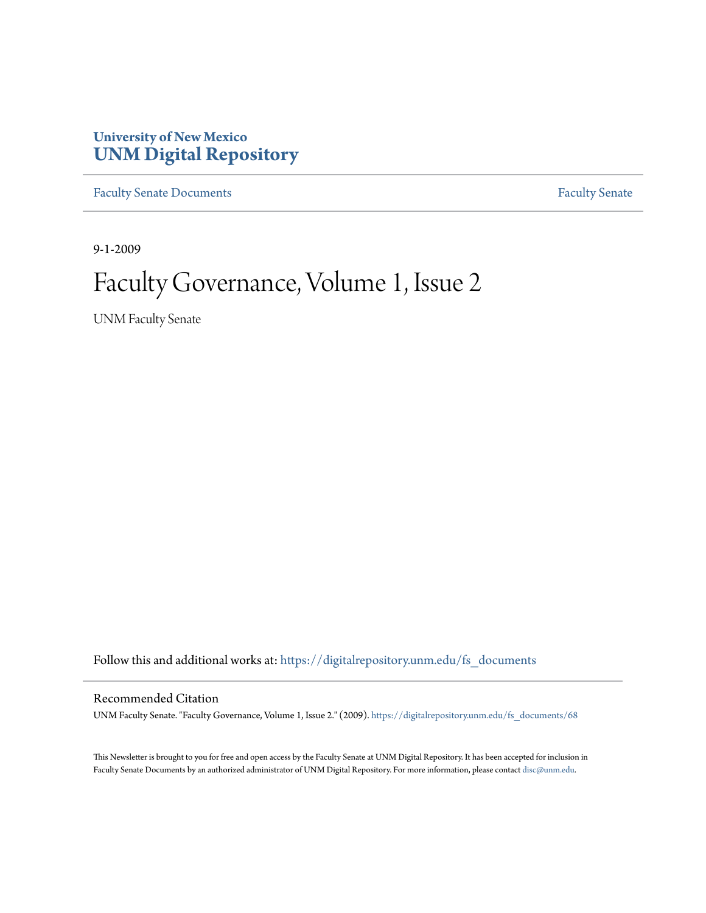University of New Mexico
**UNM Digital Repository**

Faculty Senate Documents | Faculty Senate

9-1-2009

# Faculty Governance, Volume 1, Issue 2

UNM Faculty Senate

Follow this and additional works at: https://digitalrepository.unm.edu/fs_documents

## Recommended Citation

UNM Faculty Senate. "Faculty Governance, Volume 1, Issue 2." (2009). https://digitalrepository.unm.edu/fs_documents/68

This Newsletter is brought to you for free and open access by the Faculty Senate at UNM Digital Repository. It has been accepted for inclusion in Faculty Senate Documents by an authorized administrator of UNM Digital Repository. For more information, please contact disc@unm.edu.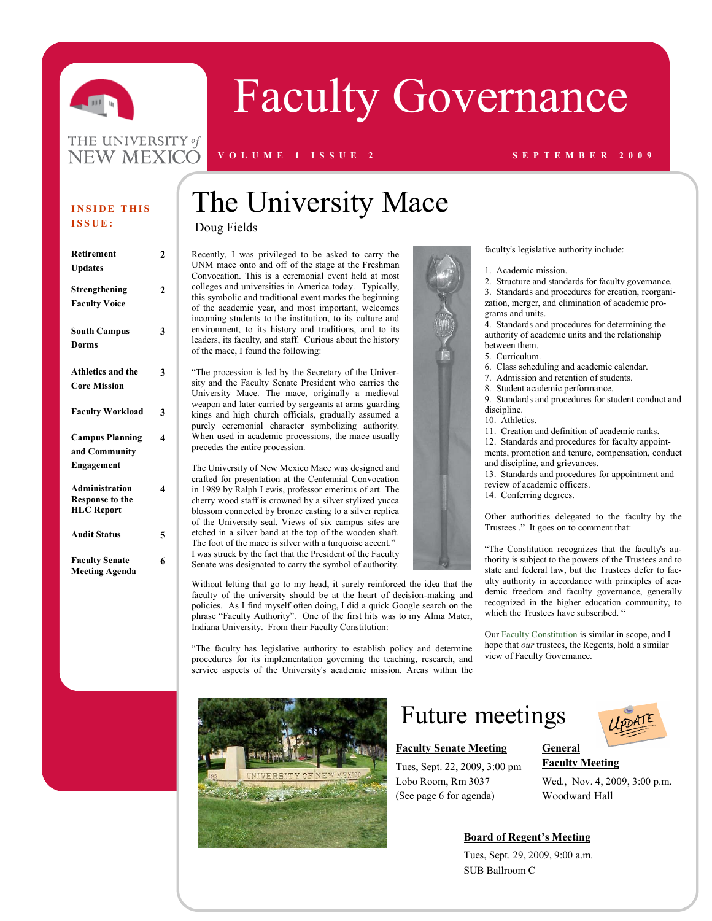# Faculty Governance

VOLUME 1 ISSUE 2 — SEPTEMBER 2009

**INSIDE THIS ISSUE:**

| | |
|---|---|
| Retirement Updates | 2 |
| Strengthening Faculty Voice | 2 |
| South Campus Dorms | 3 |
| Athletics and the Core Mission | 3 |
| Faculty Workload | 3 |
| Campus Planning and Community Engagement | 4 |
| Administration Response to the HLC Report | 4 |
| Audit Status | 5 |
| Faculty Senate Meeting Agenda | 6 |

## The University Mace

Doug Fields

Recently, I was privileged to be asked to carry the UNM mace onto and off of the stage at the Freshman Convocation. This is a ceremonial event held at most colleges and universities in America today. Typically, this symbolic and traditional event marks the beginning of the academic year, and most important, welcomes incoming students to the institution, to its culture and environment, to its history and traditions, and to its leaders, its faculty, and staff. Curious about the history of the mace, I found the following:

"The procession is led by the Secretary of the University and the Faculty Senate President who carries the University Mace. The mace, originally a medieval weapon and later carried by sergeants at arms guarding kings and high church officials, gradually assumed a purely ceremonial character symbolizing authority. When used in academic processions, the mace usually precedes the entire procession.

The University of New Mexico Mace was designed and crafted for presentation at the Centennial Convocation in 1989 by Ralph Lewis, professor emeritus of art. The cherry wood staff is crowned by a silver stylized yucca blossom connected by bronze casting to a silver replica of the University seal. Views of six campus sites are etched in a silver band at the top of the wooden shaft. The foot of the mace is silver with a turquoise accent."

I was struck by the fact that the President of the Faculty Senate was designated to carry the symbol of authority.

Without letting that go to my head, it surely reinforced the idea that the faculty of the university should be at the heart of decision-making and policies. As I find myself often doing, I did a quick Google search on the phrase "Faculty Authority". One of the first hits was to my Alma Mater, Indiana University. From their Faculty Constitution:

"The faculty has legislative authority to establish policy and determine procedures for its implementation governing the teaching, research, and service aspects of the University's academic mission. Areas within the faculty's legislative authority include:

1. Academic mission.
2. Structure and standards for faculty governance.
3. Standards and procedures for creation, reorganization, merger, and elimination of academic programs and units.
4. Standards and procedures for determining the authority of academic units and the relationship between them.
5. Curriculum.
6. Class scheduling and academic calendar.
7. Admission and retention of students.
8. Student academic performance.
9. Standards and procedures for student conduct and discipline.
10. Athletics.
11. Creation and definition of academic ranks.
12. Standards and procedures for faculty appointments, promotion and tenure, compensation, conduct and discipline, and grievances.
13. Standards and procedures for appointment and review of academic officers.
14. Conferring degrees.

Other authorities delegated to the faculty by the Trustees.." It goes on to comment that:

"The Constitution recognizes that the faculty's authority is subject to the powers of the Trustees and to state and federal law, but the Trustees defer to faculty authority in accordance with principles of academic freedom and faculty governance, generally recognized in the higher education community, to which the Trustees have subscribed. "

Our Faculty Constitution is similar in scope, and I hope that *our* trustees, the Regents, hold a similar view of Faculty Governance.

## Future meetings

**Faculty Senate Meeting**

Tues, Sept. 22, 2009, 3:00 pm
Lobo Room, Rm 3037
(See page 6 for agenda)

**General Faculty Meeting**

Wed., Nov. 4, 2009, 3:00 p.m.
Woodward Hall

**Board of Regent's Meeting**

Tues, Sept. 29, 2009, 9:00 a.m.
SUB Ballroom C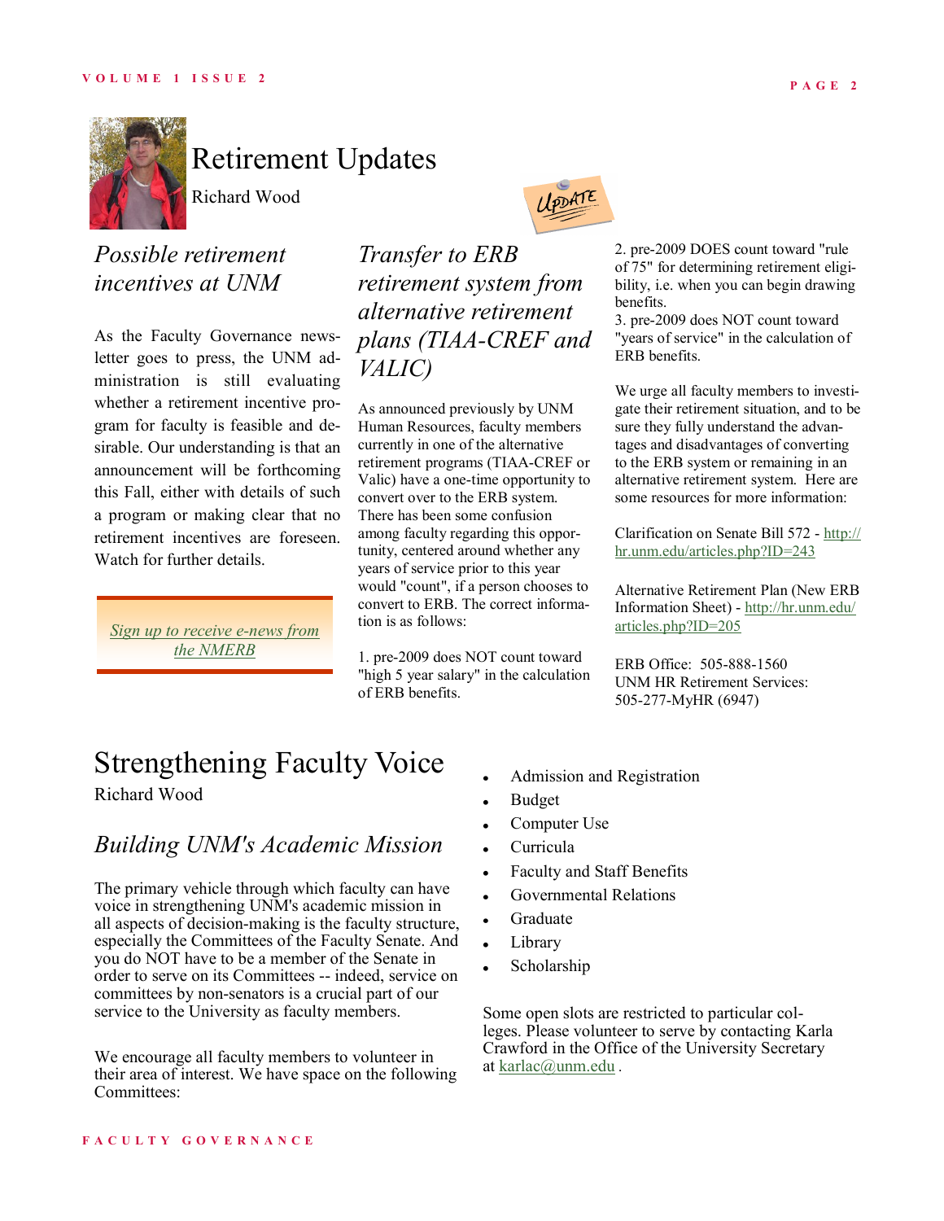# Retirement Updates

Richard Wood

## *Possible retirement incentives at UNM*

As the Faculty Governance newsletter goes to press, the UNM administration is still evaluating whether a retirement incentive program for faculty is feasible and desirable. Our understanding is that an announcement will be forthcoming this Fall, either with details of such a program or making clear that no retirement incentives are foreseen. Watch for further details.

*Sign up to receive e-news from the NMERB*

## *Transfer to ERB retirement system from alternative retirement plans (TIAA-CREF and VALIC)*

As announced previously by UNM Human Resources, faculty members currently in one of the alternative retirement programs (TIAA-CREF or Valic) have a one-time opportunity to convert over to the ERB system. There has been some confusion among faculty regarding this opportunity, centered around whether any years of service prior to this year would "count", if a person chooses to convert to ERB. The correct information is as follows:

1. pre-2009 does NOT count toward "high 5 year salary" in the calculation of ERB benefits.
2. pre-2009 DOES count toward "rule of 75" for determining retirement eligibility, i.e. when you can begin drawing benefits.
3. pre-2009 does NOT count toward "years of service" in the calculation of ERB benefits.

We urge all faculty members to investigate their retirement situation, and to be sure they fully understand the advantages and disadvantages of converting to the ERB system or remaining in an alternative retirement system. Here are some resources for more information:

Clarification on Senate Bill 572 - http://hr.unm.edu/articles.php?ID=243

Alternative Retirement Plan (New ERB Information Sheet) - http://hr.unm.edu/articles.php?ID=205

ERB Office: 505-888-1560
UNM HR Retirement Services: 505-277-MyHR (6947)

# Strengthening Faculty Voice

Richard Wood

## *Building UNM's Academic Mission*

The primary vehicle through which faculty can have voice in strengthening UNM's academic mission in all aspects of decision-making is the faculty structure, especially the Committees of the Faculty Senate. And you do NOT have to be a member of the Senate in order to serve on its Committees -- indeed, service on committees by non-senators is a crucial part of our service to the University as faculty members.

We encourage all faculty members to volunteer in their area of interest. We have space on the following Committees:

- Admission and Registration
- Budget
- Computer Use
- Curricula
- Faculty and Staff Benefits
- Governmental Relations
- Graduate
- Library
- Scholarship

Some open slots are restricted to particular colleges. Please volunteer to serve by contacting Karla Crawford in the Office of the University Secretary at karlac@unm.edu .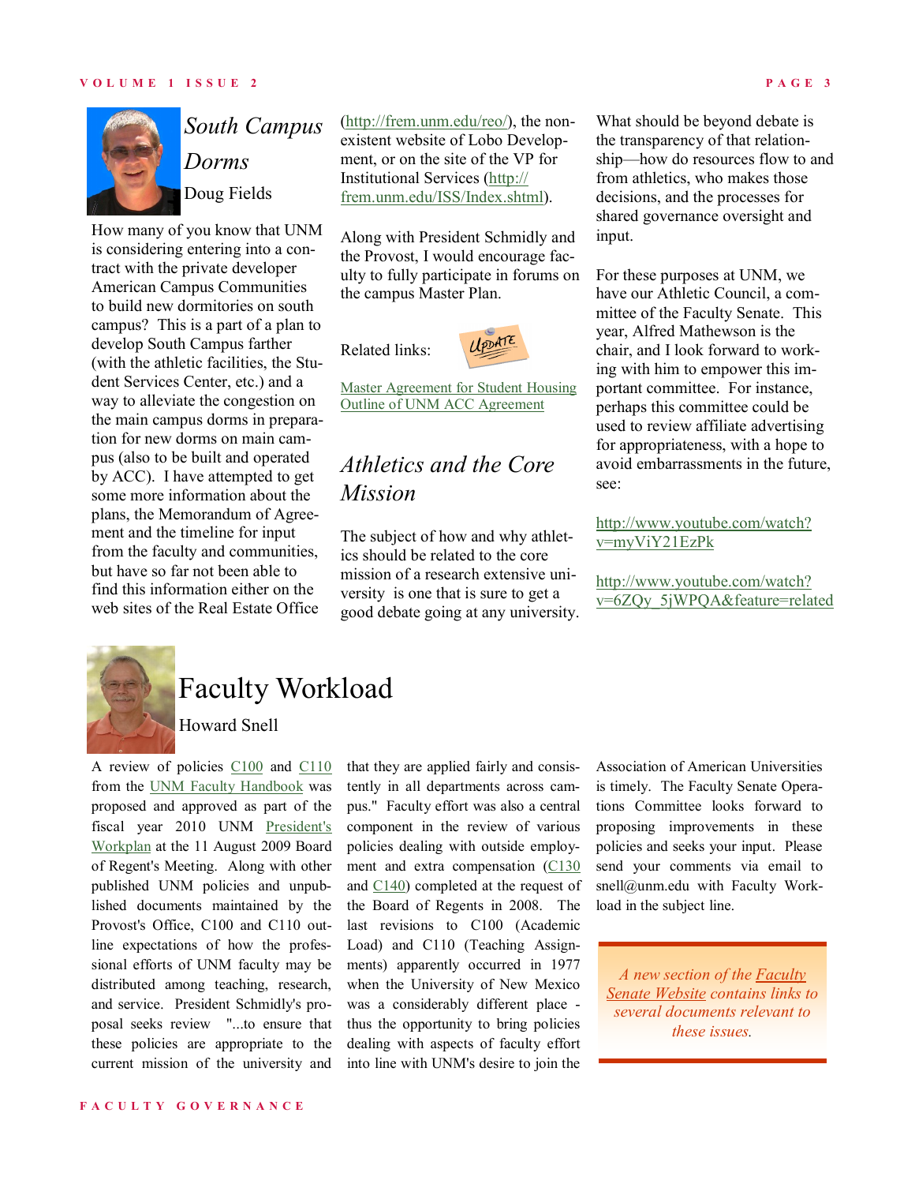## South Campus Dorms

Doug Fields

How many of you know that UNM is considering entering into a contract with the private developer American Campus Communities to build new dormitories on south campus? This is a part of a plan to develop South Campus farther (with the athletic facilities, the Student Services Center, etc.) and a way to alleviate the congestion on the main campus dorms in preparation for new dorms on main campus (also to be built and operated by ACC). I have attempted to get some more information about the plans, the Memorandum of Agreement and the timeline for input from the faculty and communities, but have so far not been able to find this information either on the web sites of the Real Estate Office (http://frem.unm.edu/reo/), the non-existent website of Lobo Development, or on the site of the VP for Institutional Services (http://frem.unm.edu/ISS/Index.shtml).

Along with President Schmidly and the Provost, I would encourage faculty to fully participate in forums on the campus Master Plan.

Related links:

Master Agreement for Student Housing
Outline of UNM ACC Agreement

## Athletics and the Core Mission

The subject of how and why athletics should be related to the core mission of a research extensive university is one that is sure to get a good debate going at any university. What should be beyond debate is the transparency of that relationship—how do resources flow to and from athletics, who makes those decisions, and the processes for shared governance oversight and input.

For these purposes at UNM, we have our Athletic Council, a committee of the Faculty Senate. This year, Alfred Mathewson is the chair, and I look forward to working with him to empower this important committee. For instance, perhaps this committee could be used to review affiliate advertising for appropriateness, with a hope to avoid embarrassments in the future, see:

http://www.youtube.com/watch?v=myViY21EzPk

http://www.youtube.com/watch?v=6ZQy_5jWPQA&feature=related

# Faculty Workload

Howard Snell

A review of policies C100 and C110 from the UNM Faculty Handbook was proposed and approved as part of the fiscal year 2010 UNM President's Workplan at the 11 August 2009 Board of Regent's Meeting. Along with other published UNM policies and unpublished documents maintained by the Provost's Office, C100 and C110 outline expectations of how the professional efforts of UNM faculty may be distributed among teaching, research, and service. President Schmidly's proposal seeks review "...to ensure that these policies are appropriate to the current mission of the university and that they are applied fairly and consistently in all departments across campus." Faculty effort was also a central component in the review of various policies dealing with outside employment and extra compensation (C130 and C140) completed at the request of the Board of Regents in 2008. The last revisions to C100 (Academic Load) and C110 (Teaching Assignments) apparently occurred in 1977 when the University of New Mexico was a considerably different place - thus the opportunity to bring policies dealing with aspects of faculty effort into line with UNM's desire to join the Association of American Universities is timely. The Faculty Senate Operations Committee looks forward to proposing improvements in these policies and seeks your input. Please send your comments via email to snell@unm.edu with Faculty Workload in the subject line.

*A new section of the Faculty Senate Website contains links to several documents relevant to these issues.*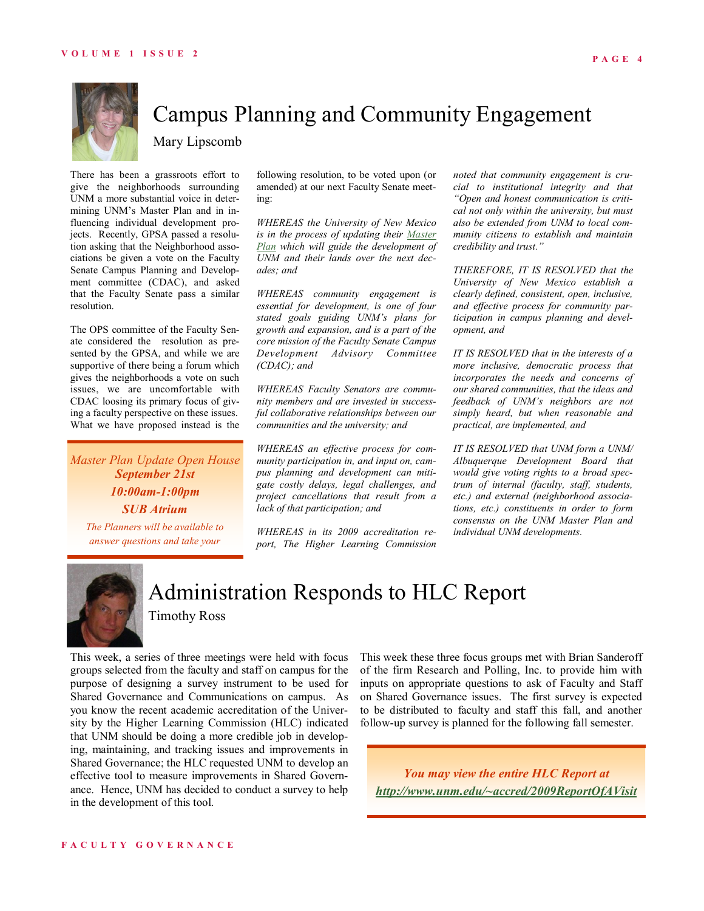# Campus Planning and Community Engagement

Mary Lipscomb

There has been a grassroots effort to give the neighborhoods surrounding UNM a more substantial voice in determining UNM's Master Plan and in influencing individual development projects. Recently, GPSA passed a resolution asking that the Neighborhood associations be given a vote on the Faculty Senate Campus Planning and Development committee (CDAC), and asked that the Faculty Senate pass a similar resolution.

The OPS committee of the Faculty Senate considered the resolution as presented by the GPSA, and while we are supportive of there being a forum which gives the neighborhoods a vote on such issues, we are uncomfortable with CDAC loosing its primary focus of giving a faculty perspective on these issues. What we have proposed instead is the following resolution, to be voted upon (or amended) at our next Faculty Senate meeting:

*WHEREAS the University of New Mexico is in the process of updating their Master Plan which will guide the development of UNM and their lands over the next decades; and*

*WHEREAS community engagement is essential for development, is one of four stated goals guiding UNM's plans for growth and expansion, and is a part of the core mission of the Faculty Senate Campus Development Advisory Committee (CDAC); and*

*WHEREAS Faculty Senators are community members and are invested in successful collaborative relationships between our communities and the university; and*

*WHEREAS an effective process for community participation in, and input on, campus planning and development can mitigate costly delays, legal challenges, and project cancellations that result from a lack of that participation; and*

*WHEREAS in its 2009 accreditation report, The Higher Learning Commission noted that community engagement is crucial to institutional integrity and that "Open and honest communication is critical not only within the university, but must also be extended from UNM to local community citizens to establish and maintain credibility and trust."*

*THEREFORE, IT IS RESOLVED that the University of New Mexico establish a clearly defined, consistent, open, inclusive, and effective process for community participation in campus planning and development, and*

*IT IS RESOLVED that in the interests of a more inclusive, democratic process that incorporates the needs and concerns of our shared communities, that the ideas and feedback of UNM's neighbors are not simply heard, but when reasonable and practical, are implemented, and*

*IT IS RESOLVED that UNM form a UNM/Albuquerque Development Board that would give voting rights to a broad spectrum of internal (faculty, staff, students, etc.) and external (neighborhood associations, etc.) constituents in order to form consensus on the UNM Master Plan and individual UNM developments.*

> *Master Plan Update Open House*
> ***September 21st***
> ***10:00am-1:00pm***
> ***SUB Atrium***
> *The Planners will be available to answer questions and take your*

# Administration Responds to HLC Report

Timothy Ross

This week, a series of three meetings were held with focus groups selected from the faculty and staff on campus for the purpose of designing a survey instrument to be used for Shared Governance and Communications on campus. As you know the recent academic accreditation of the University by the Higher Learning Commission (HLC) indicated that UNM should be doing a more credible job in developing, maintaining, and tracking issues and improvements in Shared Governance; the HLC requested UNM to develop an effective tool to measure improvements in Shared Governance. Hence, UNM has decided to conduct a survey to help in the development of this tool.

This week these three focus groups met with Brian Sanderoff of the firm Research and Polling, Inc. to provide him with inputs on appropriate questions to ask of Faculty and Staff on Shared Governance issues. The first survey is expected to be distributed to faculty and staff this fall, and another follow-up survey is planned for the following fall semester.

> ***You may view the entire HLC Report at***
> ***http://www.unm.edu/~accred/2009ReportOfAVisit***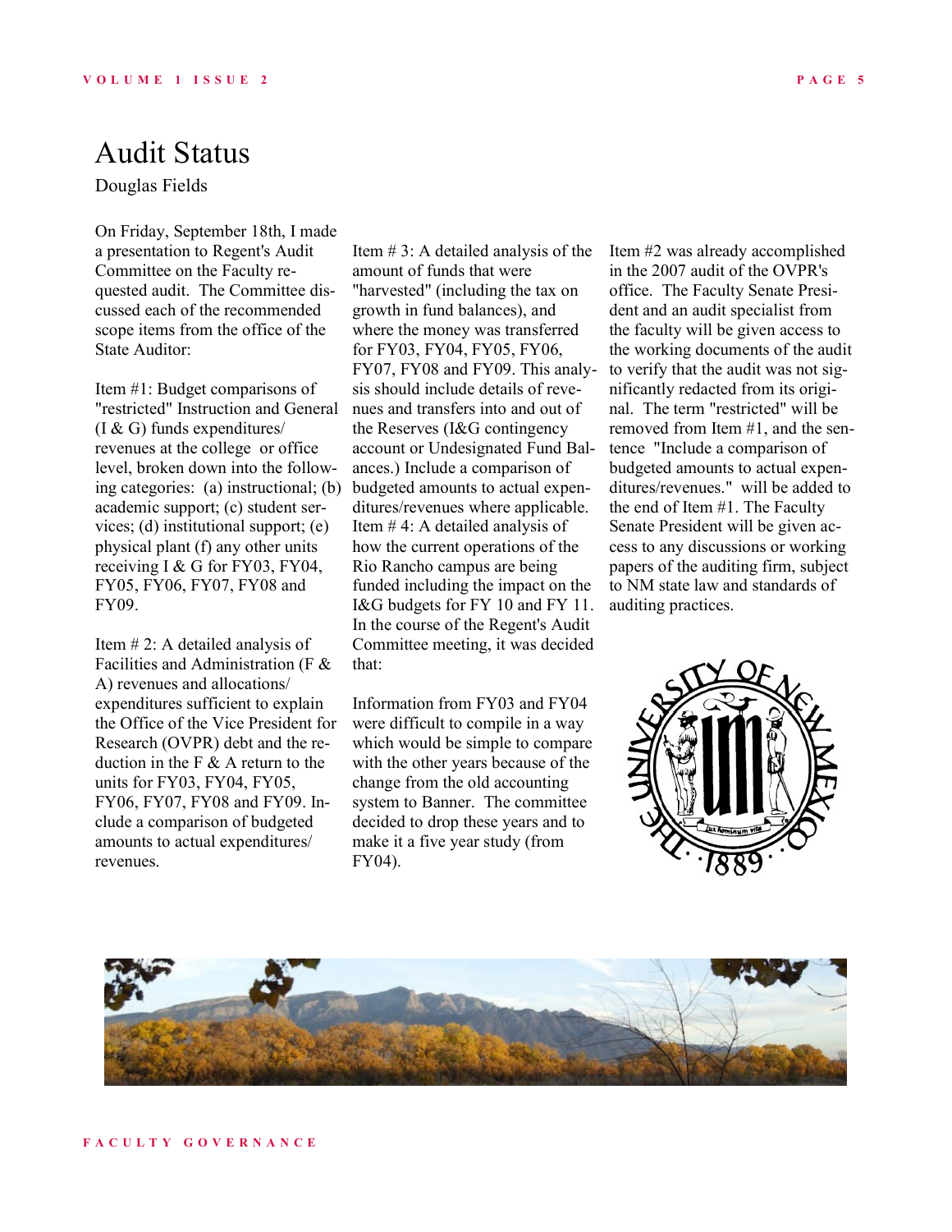# Audit Status

Douglas Fields

On Friday, September 18th, I made a presentation to Regent's Audit Committee on the Faculty requested audit. The Committee discussed each of the recommended scope items from the office of the State Auditor:

Item #1: Budget comparisons of "restricted" Instruction and General (I & G) funds expenditures/ revenues at the college or office level, broken down into the following categories: (a) instructional; (b) academic support; (c) student services; (d) institutional support; (e) physical plant (f) any other units receiving I & G for FY03, FY04, FY05, FY06, FY07, FY08 and FY09.

Item # 2: A detailed analysis of Facilities and Administration (F & A) revenues and allocations/ expenditures sufficient to explain the Office of the Vice President for Research (OVPR) debt and the reduction in the F & A return to the units for FY03, FY04, FY05, FY06, FY07, FY08 and FY09. Include a comparison of budgeted amounts to actual expenditures/ revenues.

Item # 3: A detailed analysis of the amount of funds that were "harvested" (including the tax on growth in fund balances), and where the money was transferred for FY03, FY04, FY05, FY06, FY07, FY08 and FY09. This analysis should include details of revenues and transfers into and out of the Reserves (I&G contingency account or Undesignated Fund Balances.) Include a comparison of budgeted amounts to actual expenditures/revenues where applicable.

Item # 4: A detailed analysis of how the current operations of the Rio Rancho campus are being funded including the impact on the I&G budgets for FY 10 and FY 11.

In the course of the Regent's Audit Committee meeting, it was decided that:

Information from FY03 and FY04 were difficult to compile in a way which would be simple to compare with the other years because of the change from the old accounting system to Banner. The committee decided to drop these years and to make it a five year study (from FY04).

Item #2 was already accomplished in the 2007 audit of the OVPR's office. The Faculty Senate President and an audit specialist from the faculty will be given access to the working documents of the audit to verify that the audit was not significantly redacted from its original. The term "restricted" will be removed from Item #1, and the sentence "Include a comparison of budgeted amounts to actual expenditures/revenues." will be added to the end of Item #1. The Faculty Senate President will be given access to any discussions or working papers of the auditing firm, subject to NM state law and standards of auditing practices.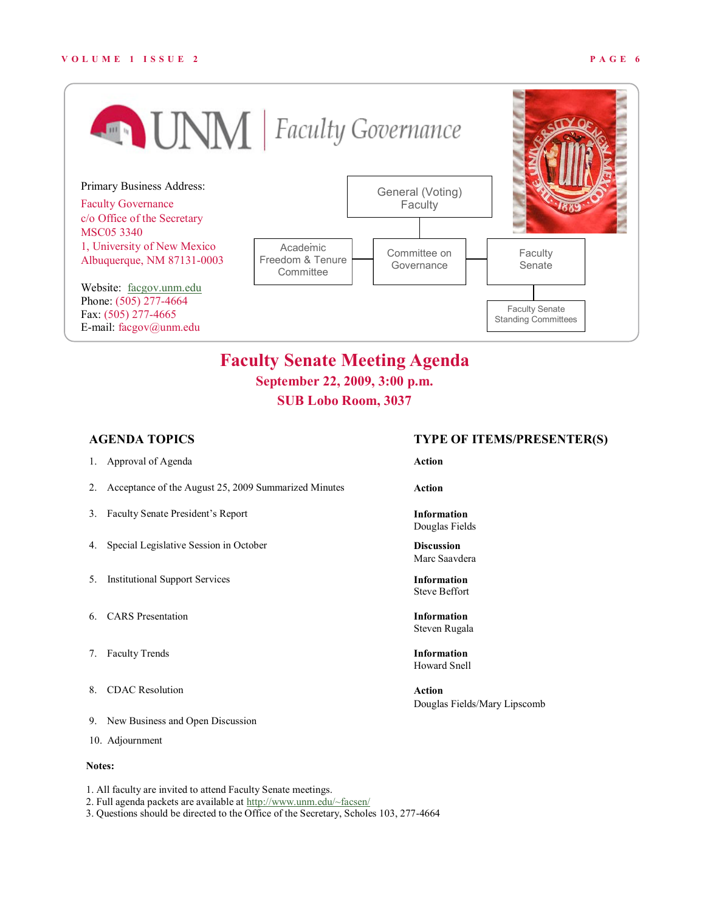UNM | Faculty Governance

Primary Business Address:

Faculty Governance
c/o Office of the Secretary
MSC05 3340
1, University of New Mexico
Albuquerque, NM 87131-0003

Website: facgov.unm.edu
Phone: (505) 277-4664
Fax: (505) 277-4665
E-mail: facgov@unm.edu

General (Voting) Faculty

Academic Freedom & Tenure Committee

Committee on Governance

Faculty Senate

Faculty Senate Standing Committees

# Faculty Senate Meeting Agenda

## September 22, 2009, 3:00 p.m.

## SUB Lobo Room, 3037

| AGENDA TOPICS | TYPE OF ITEMS/PRESENTER(S) |
|---|---|
| 1. Approval of Agenda | **Action** |
| 2. Acceptance of the August 25, 2009 Summarized Minutes | **Action** |
| 3. Faculty Senate President's Report | **Information**<br>Douglas Fields |
| 4. Special Legislative Session in October | **Discussion**<br>Marc Saavdera |
| 5. Institutional Support Services | **Information**<br>Steve Beffort |
| 6. CARS Presentation | **Information**<br>Steven Rugala |
| 7. Faculty Trends | **Information**<br>Howard Snell |
| 8. CDAC Resolution | **Action**<br>Douglas Fields/Mary Lipscomb |
| 9. New Business and Open Discussion | |
| 10. Adjournment | |

**Notes:**

1. All faculty are invited to attend Faculty Senate meetings.
2. Full agenda packets are available at http://www.unm.edu/~facsen/
3. Questions should be directed to the Office of the Secretary, Scholes 103, 277-4664